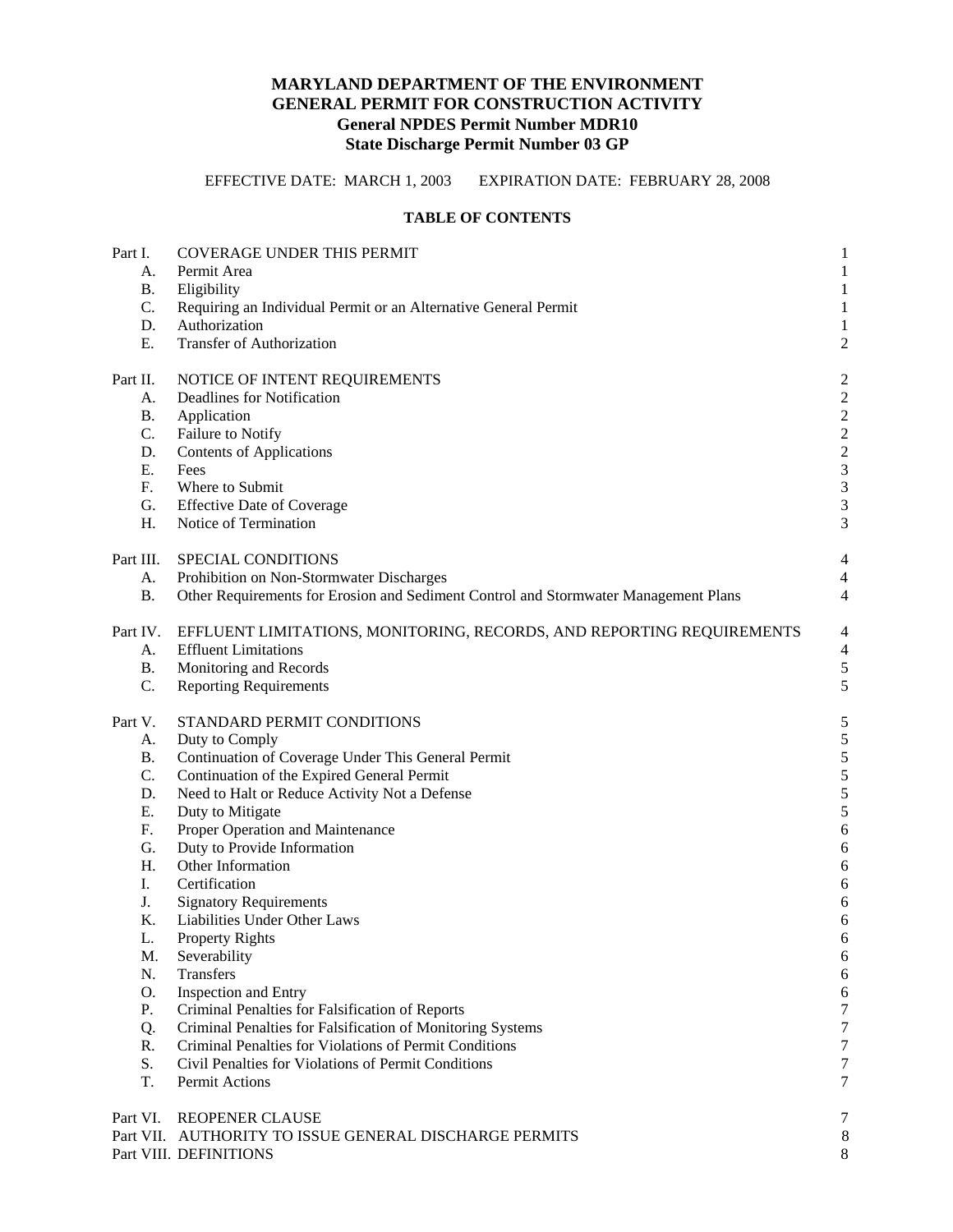# MARYLAND DEPARTMENT OF THE ENVIRONMENT
# GENERAL PERMIT FOR CONSTRUCTION ACTIVITY
## General NPDES Permit Number MDR10
## State Discharge Permit Number 03 GP

EFFECTIVE DATE: MARCH 1, 2003 EXPIRATION DATE: FEBRUARY 28, 2008

**TABLE OF CONTENTS**

| | | |
|---|---|---|
| Part I. | COVERAGE UNDER THIS PERMIT | 1 |
| A. | Permit Area | 1 |
| B. | Eligibility | 1 |
| C. | Requiring an Individual Permit or an Alternative General Permit | 1 |
| D. | Authorization | 1 |
| E. | Transfer of Authorization | 2 |
| Part II. | NOTICE OF INTENT REQUIREMENTS | 2 |
| A. | Deadlines for Notification | 2 |
| B. | Application | 2 |
| C. | Failure to Notify | 2 |
| D. | Contents of Applications | 2 |
| E. | Fees | 3 |
| F. | Where to Submit | 3 |
| G. | Effective Date of Coverage | 3 |
| H. | Notice of Termination | 3 |
| Part III. | SPECIAL CONDITIONS | 4 |
| A. | Prohibition on Non-Stormwater Discharges | 4 |
| B. | Other Requirements for Erosion and Sediment Control and Stormwater Management Plans | 4 |
| Part IV. | EFFLUENT LIMITATIONS, MONITORING, RECORDS, AND REPORTING REQUIREMENTS | 4 |
| A. | Effluent Limitations | 4 |
| B. | Monitoring and Records | 5 |
| C. | Reporting Requirements | 5 |
| Part V. | STANDARD PERMIT CONDITIONS | 5 |
| A. | Duty to Comply | 5 |
| B. | Continuation of Coverage Under This General Permit | 5 |
| C. | Continuation of the Expired General Permit | 5 |
| D. | Need to Halt or Reduce Activity Not a Defense | 5 |
| E. | Duty to Mitigate | 5 |
| F. | Proper Operation and Maintenance | 6 |
| G. | Duty to Provide Information | 6 |
| H. | Other Information | 6 |
| I. | Certification | 6 |
| J. | Signatory Requirements | 6 |
| K. | Liabilities Under Other Laws | 6 |
| L. | Property Rights | 6 |
| M. | Severability | 6 |
| N. | Transfers | 6 |
| O. | Inspection and Entry | 6 |
| P. | Criminal Penalties for Falsification of Reports | 7 |
| Q. | Criminal Penalties for Falsification of Monitoring Systems | 7 |
| R. | Criminal Penalties for Violations of Permit Conditions | 7 |
| S. | Civil Penalties for Violations of Permit Conditions | 7 |
| T. | Permit Actions | 7 |
| Part VI. | REOPENER CLAUSE | 7 |
| Part VII. | AUTHORITY TO ISSUE GENERAL DISCHARGE PERMITS | 8 |
| Part VIII. | DEFINITIONS | 8 |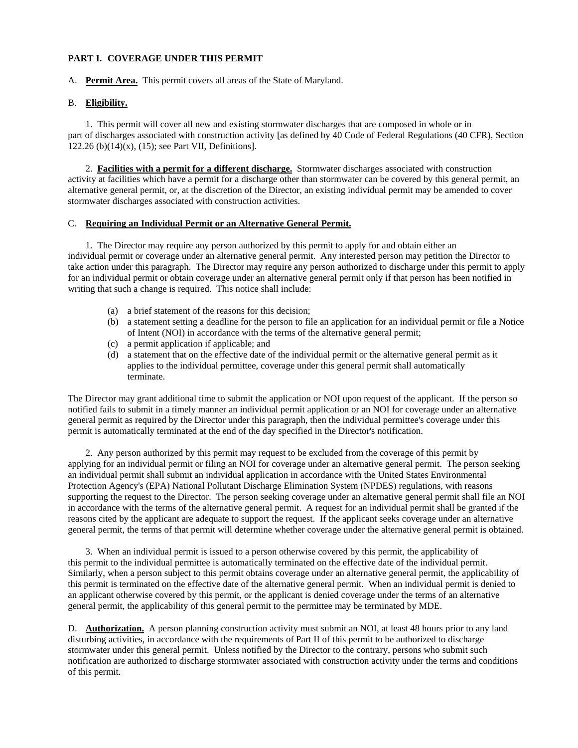## PART I. COVERAGE UNDER THIS PERMIT

A. **Permit Area.** This permit covers all areas of the State of Maryland.

B. **Eligibility.**

1. This permit will cover all new and existing stormwater discharges that are composed in whole or in part of discharges associated with construction activity [as defined by 40 Code of Federal Regulations (40 CFR), Section 122.26 (b)(14)(x), (15); see Part VII, Definitions].

2. **Facilities with a permit for a different discharge.** Stormwater discharges associated with construction activity at facilities which have a permit for a discharge other than stormwater can be covered by this general permit, an alternative general permit, or, at the discretion of the Director, an existing individual permit may be amended to cover stormwater discharges associated with construction activities.

C. **Requiring an Individual Permit or an Alternative General Permit.**

1. The Director may require any person authorized by this permit to apply for and obtain either an individual permit or coverage under an alternative general permit. Any interested person may petition the Director to take action under this paragraph. The Director may require any person authorized to discharge under this permit to apply for an individual permit or obtain coverage under an alternative general permit only if that person has been notified in writing that such a change is required. This notice shall include:

(a) a brief statement of the reasons for this decision;
(b) a statement setting a deadline for the person to file an application for an individual permit or file a Notice of Intent (NOI) in accordance with the terms of the alternative general permit;
(c) a permit application if applicable; and
(d) a statement that on the effective date of the individual permit or the alternative general permit as it applies to the individual permittee, coverage under this general permit shall automatically terminate.

The Director may grant additional time to submit the application or NOI upon request of the applicant. If the person so notified fails to submit in a timely manner an individual permit application or an NOI for coverage under an alternative general permit as required by the Director under this paragraph, then the individual permittee's coverage under this permit is automatically terminated at the end of the day specified in the Director's notification.

2. Any person authorized by this permit may request to be excluded from the coverage of this permit by applying for an individual permit or filing an NOI for coverage under an alternative general permit. The person seeking an individual permit shall submit an individual application in accordance with the United States Environmental Protection Agency's (EPA) National Pollutant Discharge Elimination System (NPDES) regulations, with reasons supporting the request to the Director. The person seeking coverage under an alternative general permit shall file an NOI in accordance with the terms of the alternative general permit. A request for an individual permit shall be granted if the reasons cited by the applicant are adequate to support the request. If the applicant seeks coverage under an alternative general permit, the terms of that permit will determine whether coverage under the alternative general permit is obtained.

3. When an individual permit is issued to a person otherwise covered by this permit, the applicability of this permit to the individual permittee is automatically terminated on the effective date of the individual permit. Similarly, when a person subject to this permit obtains coverage under an alternative general permit, the applicability of this permit is terminated on the effective date of the alternative general permit. When an individual permit is denied to an applicant otherwise covered by this permit, or the applicant is denied coverage under the terms of an alternative general permit, the applicability of this general permit to the permittee may be terminated by MDE.

D. **Authorization.** A person planning construction activity must submit an NOI, at least 48 hours prior to any land disturbing activities, in accordance with the requirements of Part II of this permit to be authorized to discharge stormwater under this general permit. Unless notified by the Director to the contrary, persons who submit such notification are authorized to discharge stormwater associated with construction activity under the terms and conditions of this permit.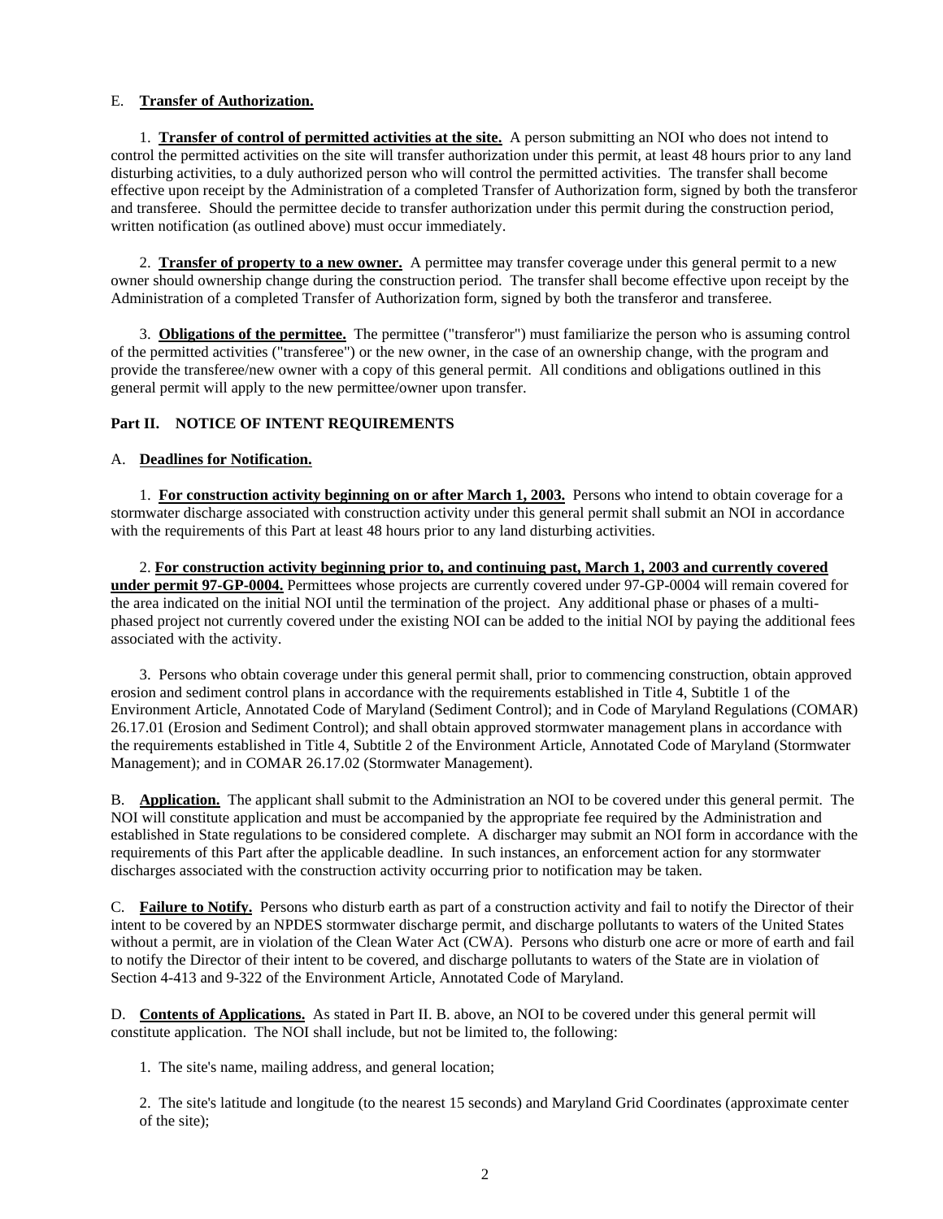E. **Transfer of Authorization.**

1. **Transfer of control of permitted activities at the site.** A person submitting an NOI who does not intend to control the permitted activities on the site will transfer authorization under this permit, at least 48 hours prior to any land disturbing activities, to a duly authorized person who will control the permitted activities. The transfer shall become effective upon receipt by the Administration of a completed Transfer of Authorization form, signed by both the transferor and transferee. Should the permittee decide to transfer authorization under this permit during the construction period, written notification (as outlined above) must occur immediately.

2. **Transfer of property to a new owner.** A permittee may transfer coverage under this general permit to a new owner should ownership change during the construction period. The transfer shall become effective upon receipt by the Administration of a completed Transfer of Authorization form, signed by both the transferor and transferee.

3. **Obligations of the permittee.** The permittee ("transferor") must familiarize the person who is assuming control of the permitted activities ("transferee") or the new owner, in the case of an ownership change, with the program and provide the transferee/new owner with a copy of this general permit. All conditions and obligations outlined in this general permit will apply to the new permittee/owner upon transfer.

## Part II. NOTICE OF INTENT REQUIREMENTS

A. **Deadlines for Notification.**

1. **For construction activity beginning on or after March 1, 2003.** Persons who intend to obtain coverage for a stormwater discharge associated with construction activity under this general permit shall submit an NOI in accordance with the requirements of this Part at least 48 hours prior to any land disturbing activities.

2. **For construction activity beginning prior to, and continuing past, March 1, 2003 and currently covered under permit 97-GP-0004.** Permittees whose projects are currently covered under 97-GP-0004 will remain covered for the area indicated on the initial NOI until the termination of the project. Any additional phase or phases of a multi-phased project not currently covered under the existing NOI can be added to the initial NOI by paying the additional fees associated with the activity.

3. Persons who obtain coverage under this general permit shall, prior to commencing construction, obtain approved erosion and sediment control plans in accordance with the requirements established in Title 4, Subtitle 1 of the Environment Article, Annotated Code of Maryland (Sediment Control); and in Code of Maryland Regulations (COMAR) 26.17.01 (Erosion and Sediment Control); and shall obtain approved stormwater management plans in accordance with the requirements established in Title 4, Subtitle 2 of the Environment Article, Annotated Code of Maryland (Stormwater Management); and in COMAR 26.17.02 (Stormwater Management).

B. **Application.** The applicant shall submit to the Administration an NOI to be covered under this general permit. The NOI will constitute application and must be accompanied by the appropriate fee required by the Administration and established in State regulations to be considered complete. A discharger may submit an NOI form in accordance with the requirements of this Part after the applicable deadline. In such instances, an enforcement action for any stormwater discharges associated with the construction activity occurring prior to notification may be taken.

C. **Failure to Notify.** Persons who disturb earth as part of a construction activity and fail to notify the Director of their intent to be covered by an NPDES stormwater discharge permit, and discharge pollutants to waters of the United States without a permit, are in violation of the Clean Water Act (CWA). Persons who disturb one acre or more of earth and fail to notify the Director of their intent to be covered, and discharge pollutants to waters of the State are in violation of Section 4-413 and 9-322 of the Environment Article, Annotated Code of Maryland.

D. **Contents of Applications.** As stated in Part II. B. above, an NOI to be covered under this general permit will constitute application. The NOI shall include, but not be limited to, the following:

1. The site's name, mailing address, and general location;

2. The site's latitude and longitude (to the nearest 15 seconds) and Maryland Grid Coordinates (approximate center of the site);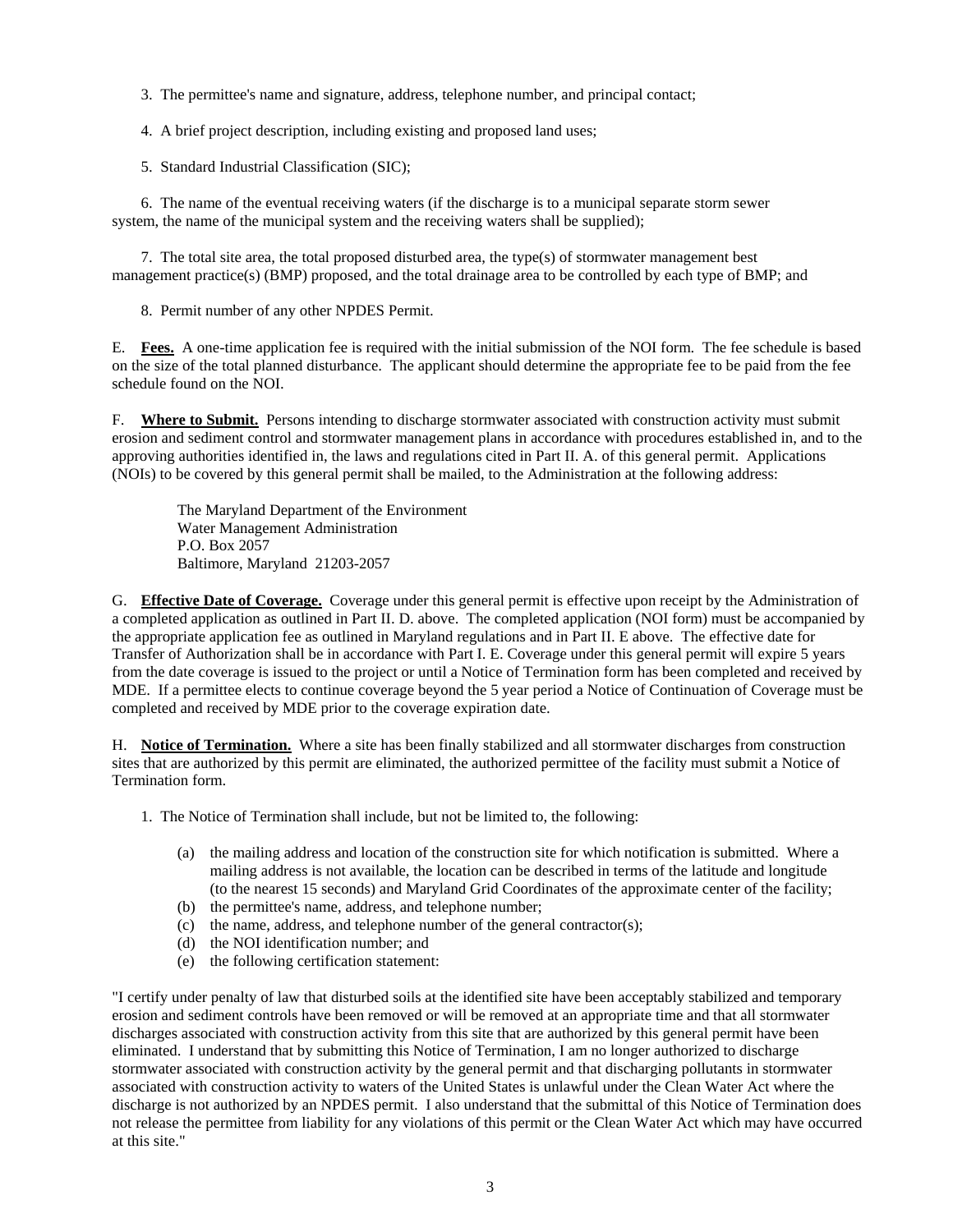3. The permittee's name and signature, address, telephone number, and principal contact;

4. A brief project description, including existing and proposed land uses;

5. Standard Industrial Classification (SIC);

6. The name of the eventual receiving waters (if the discharge is to a municipal separate storm sewer system, the name of the municipal system and the receiving waters shall be supplied);

7. The total site area, the total proposed disturbed area, the type(s) of stormwater management best management practice(s) (BMP) proposed, and the total drainage area to be controlled by each type of BMP; and

8. Permit number of any other NPDES Permit.

E. **Fees.** A one-time application fee is required with the initial submission of the NOI form. The fee schedule is based on the size of the total planned disturbance. The applicant should determine the appropriate fee to be paid from the fee schedule found on the NOI.

F. **Where to Submit.** Persons intending to discharge stormwater associated with construction activity must submit erosion and sediment control and stormwater management plans in accordance with procedures established in, and to the approving authorities identified in, the laws and regulations cited in Part II. A. of this general permit. Applications (NOIs) to be covered by this general permit shall be mailed, to the Administration at the following address:

> The Maryland Department of the Environment
> Water Management Administration
> P.O. Box 2057
> Baltimore, Maryland 21203-2057

G. **Effective Date of Coverage.** Coverage under this general permit is effective upon receipt by the Administration of a completed application as outlined in Part II. D. above. The completed application (NOI form) must be accompanied by the appropriate application fee as outlined in Maryland regulations and in Part II. E above. The effective date for Transfer of Authorization shall be in accordance with Part I. E. Coverage under this general permit will expire 5 years from the date coverage is issued to the project or until a Notice of Termination form has been completed and received by MDE. If a permittee elects to continue coverage beyond the 5 year period a Notice of Continuation of Coverage must be completed and received by MDE prior to the coverage expiration date.

H. **Notice of Termination.** Where a site has been finally stabilized and all stormwater discharges from construction sites that are authorized by this permit are eliminated, the authorized permittee of the facility must submit a Notice of Termination form.

1. The Notice of Termination shall include, but not be limited to, the following:

   (a) the mailing address and location of the construction site for which notification is submitted. Where a mailing address is not available, the location can be described in terms of the latitude and longitude (to the nearest 15 seconds) and Maryland Grid Coordinates of the approximate center of the facility;
   (b) the permittee's name, address, and telephone number;
   (c) the name, address, and telephone number of the general contractor(s);
   (d) the NOI identification number; and
   (e) the following certification statement:

"I certify under penalty of law that disturbed soils at the identified site have been acceptably stabilized and temporary erosion and sediment controls have been removed or will be removed at an appropriate time and that all stormwater discharges associated with construction activity from this site that are authorized by this general permit have been eliminated. I understand that by submitting this Notice of Termination, I am no longer authorized to discharge stormwater associated with construction activity by the general permit and that discharging pollutants in stormwater associated with construction activity to waters of the United States is unlawful under the Clean Water Act where the discharge is not authorized by an NPDES permit. I also understand that the submittal of this Notice of Termination does not release the permittee from liability for any violations of this permit or the Clean Water Act which may have occurred at this site."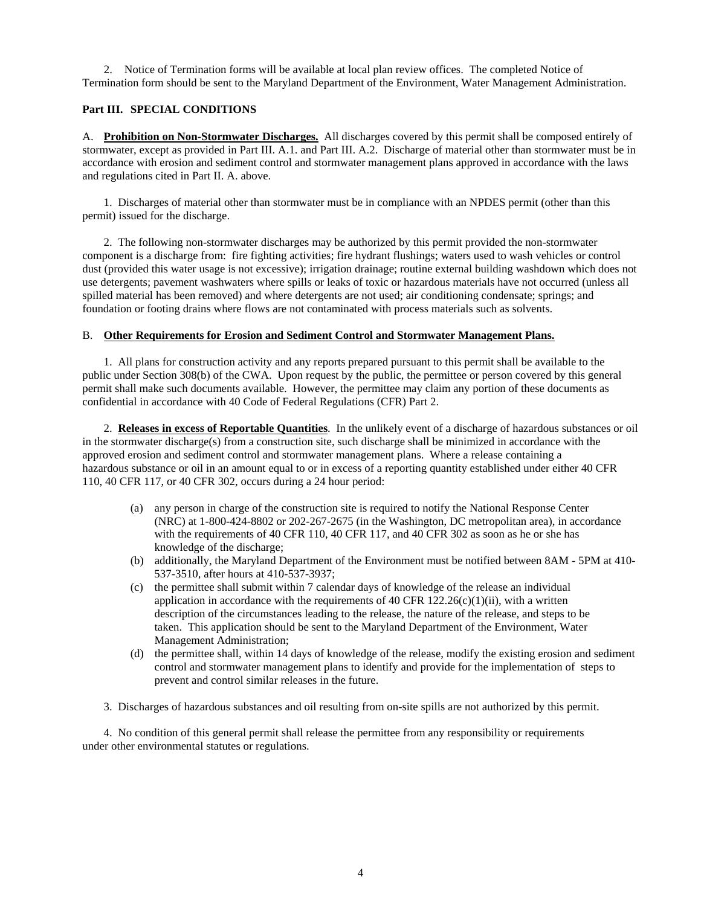2. Notice of Termination forms will be available at local plan review offices. The completed Notice of Termination form should be sent to the Maryland Department of the Environment, Water Management Administration.

**Part III. SPECIAL CONDITIONS**

A. **Prohibition on Non-Stormwater Discharges.** All discharges covered by this permit shall be composed entirely of stormwater, except as provided in Part III. A.1. and Part III. A.2. Discharge of material other than stormwater must be in accordance with erosion and sediment control and stormwater management plans approved in accordance with the laws and regulations cited in Part II. A. above.

1. Discharges of material other than stormwater must be in compliance with an NPDES permit (other than this permit) issued for the discharge.

2. The following non-stormwater discharges may be authorized by this permit provided the non-stormwater component is a discharge from: fire fighting activities; fire hydrant flushings; waters used to wash vehicles or control dust (provided this water usage is not excessive); irrigation drainage; routine external building washdown which does not use detergents; pavement washwaters where spills or leaks of toxic or hazardous materials have not occurred (unless all spilled material has been removed) and where detergents are not used; air conditioning condensate; springs; and foundation or footing drains where flows are not contaminated with process materials such as solvents.

B. **Other Requirements for Erosion and Sediment Control and Stormwater Management Plans.**

1. All plans for construction activity and any reports prepared pursuant to this permit shall be available to the public under Section 308(b) of the CWA. Upon request by the public, the permittee or person covered by this general permit shall make such documents available. However, the permittee may claim any portion of these documents as confidential in accordance with 40 Code of Federal Regulations (CFR) Part 2.

2. **Releases in excess of Reportable Quantities**. In the unlikely event of a discharge of hazardous substances or oil in the stormwater discharge(s) from a construction site, such discharge shall be minimized in accordance with the approved erosion and sediment control and stormwater management plans. Where a release containing a hazardous substance or oil in an amount equal to or in excess of a reporting quantity established under either 40 CFR 110, 40 CFR 117, or 40 CFR 302, occurs during a 24 hour period:

(a) any person in charge of the construction site is required to notify the National Response Center (NRC) at 1-800-424-8802 or 202-267-2675 (in the Washington, DC metropolitan area), in accordance with the requirements of 40 CFR 110, 40 CFR 117, and 40 CFR 302 as soon as he or she has knowledge of the discharge;

(b) additionally, the Maryland Department of the Environment must be notified between 8AM - 5PM at 410-537-3510, after hours at 410-537-3937;

(c) the permittee shall submit within 7 calendar days of knowledge of the release an individual application in accordance with the requirements of 40 CFR 122.26(c)(1)(ii), with a written description of the circumstances leading to the release, the nature of the release, and steps to be taken. This application should be sent to the Maryland Department of the Environment, Water Management Administration;

(d) the permittee shall, within 14 days of knowledge of the release, modify the existing erosion and sediment control and stormwater management plans to identify and provide for the implementation of steps to prevent and control similar releases in the future.

3. Discharges of hazardous substances and oil resulting from on-site spills are not authorized by this permit.

4. No condition of this general permit shall release the permittee from any responsibility or requirements under other environmental statutes or regulations.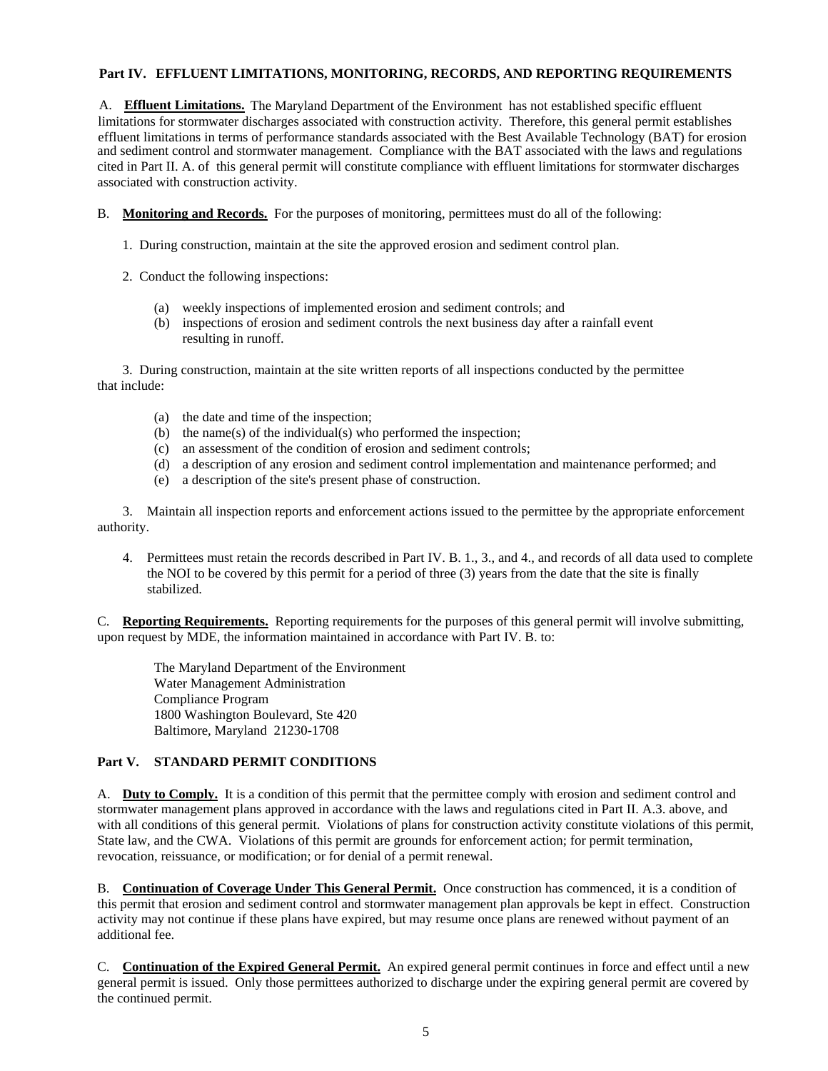**Part IV. EFFLUENT LIMITATIONS, MONITORING, RECORDS, AND REPORTING REQUIREMENTS**

A. **Effluent Limitations.** The Maryland Department of the Environment has not established specific effluent limitations for stormwater discharges associated with construction activity. Therefore, this general permit establishes effluent limitations in terms of performance standards associated with the Best Available Technology (BAT) for erosion and sediment control and stormwater management. Compliance with the BAT associated with the laws and regulations cited in Part II. A. of this general permit will constitute compliance with effluent limitations for stormwater discharges associated with construction activity.

B. **Monitoring and Records.** For the purposes of monitoring, permittees must do all of the following:

1. During construction, maintain at the site the approved erosion and sediment control plan.

2. Conduct the following inspections:

   (a) weekly inspections of implemented erosion and sediment controls; and
   (b) inspections of erosion and sediment controls the next business day after a rainfall event resulting in runoff.

3. During construction, maintain at the site written reports of all inspections conducted by the permittee that include:

   (a) the date and time of the inspection;
   (b) the name(s) of the individual(s) who performed the inspection;
   (c) an assessment of the condition of erosion and sediment controls;
   (d) a description of any erosion and sediment control implementation and maintenance performed; and
   (e) a description of the site's present phase of construction.

3. Maintain all inspection reports and enforcement actions issued to the permittee by the appropriate enforcement authority.

4. Permittees must retain the records described in Part IV. B. 1., 3., and 4., and records of all data used to complete the NOI to be covered by this permit for a period of three (3) years from the date that the site is finally stabilized.

C. **Reporting Requirements.** Reporting requirements for the purposes of this general permit will involve submitting, upon request by MDE, the information maintained in accordance with Part IV. B. to:

> The Maryland Department of the Environment
> Water Management Administration
> Compliance Program
> 1800 Washington Boulevard, Ste 420
> Baltimore, Maryland 21230-1708

**Part V. STANDARD PERMIT CONDITIONS**

A. **Duty to Comply.** It is a condition of this permit that the permittee comply with erosion and sediment control and stormwater management plans approved in accordance with the laws and regulations cited in Part II. A.3. above, and with all conditions of this general permit. Violations of plans for construction activity constitute violations of this permit, State law, and the CWA. Violations of this permit are grounds for enforcement action; for permit termination, revocation, reissuance, or modification; or for denial of a permit renewal.

B. **Continuation of Coverage Under This General Permit.** Once construction has commenced, it is a condition of this permit that erosion and sediment control and stormwater management plan approvals be kept in effect. Construction activity may not continue if these plans have expired, but may resume once plans are renewed without payment of an additional fee.

C. **Continuation of the Expired General Permit.** An expired general permit continues in force and effect until a new general permit is issued. Only those permittees authorized to discharge under the expiring general permit are covered by the continued permit.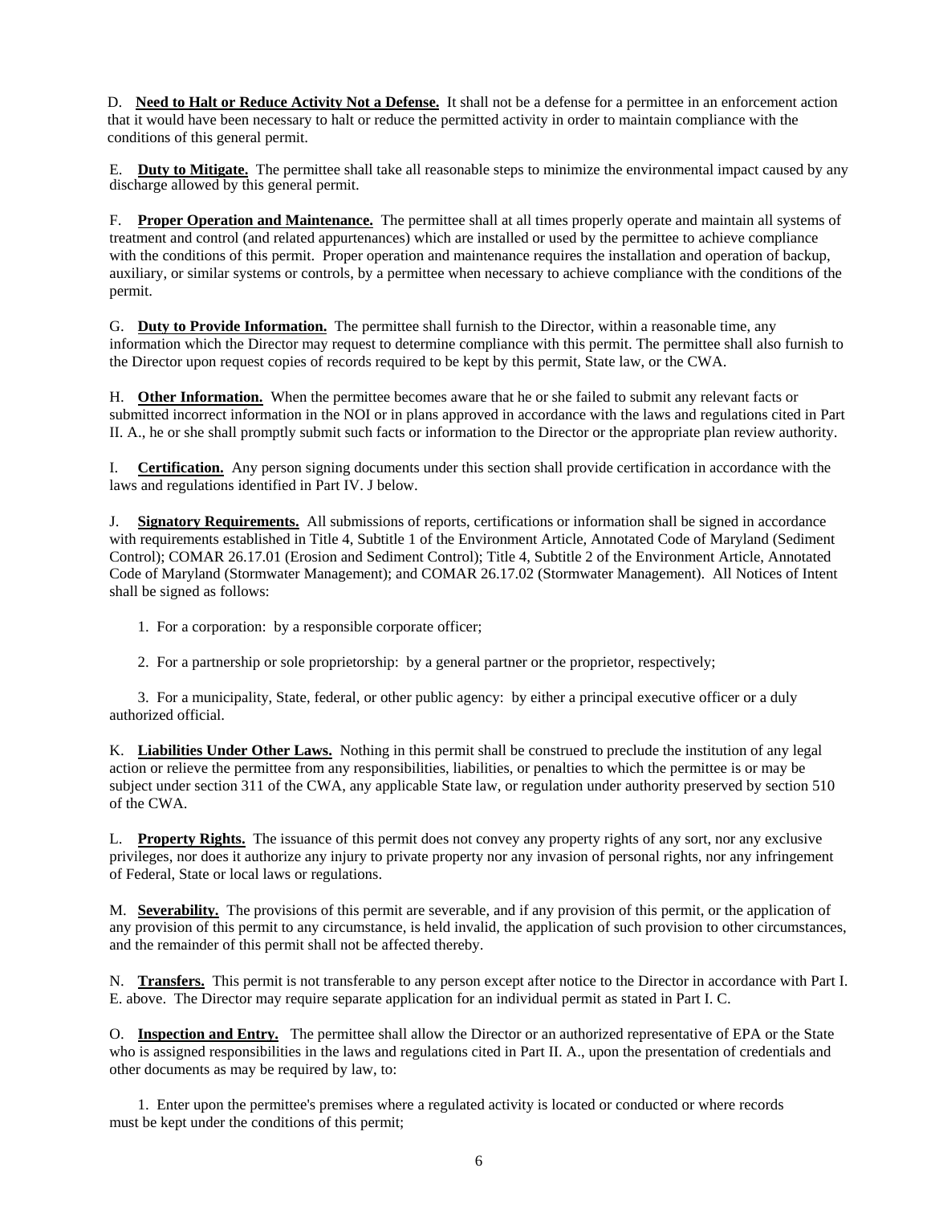D. **Need to Halt or Reduce Activity Not a Defense.** It shall not be a defense for a permittee in an enforcement action that it would have been necessary to halt or reduce the permitted activity in order to maintain compliance with the conditions of this general permit.

E. **Duty to Mitigate.** The permittee shall take all reasonable steps to minimize the environmental impact caused by any discharge allowed by this general permit.

F. **Proper Operation and Maintenance.** The permittee shall at all times properly operate and maintain all systems of treatment and control (and related appurtenances) which are installed or used by the permittee to achieve compliance with the conditions of this permit. Proper operation and maintenance requires the installation and operation of backup, auxiliary, or similar systems or controls, by a permittee when necessary to achieve compliance with the conditions of the permit.

G. **Duty to Provide Information.** The permittee shall furnish to the Director, within a reasonable time, any information which the Director may request to determine compliance with this permit. The permittee shall also furnish to the Director upon request copies of records required to be kept by this permit, State law, or the CWA.

H. **Other Information.** When the permittee becomes aware that he or she failed to submit any relevant facts or submitted incorrect information in the NOI or in plans approved in accordance with the laws and regulations cited in Part II. A., he or she shall promptly submit such facts or information to the Director or the appropriate plan review authority.

I. **Certification.** Any person signing documents under this section shall provide certification in accordance with the laws and regulations identified in Part IV. J below.

J. **Signatory Requirements.** All submissions of reports, certifications or information shall be signed in accordance with requirements established in Title 4, Subtitle 1 of the Environment Article, Annotated Code of Maryland (Sediment Control); COMAR 26.17.01 (Erosion and Sediment Control); Title 4, Subtitle 2 of the Environment Article, Annotated Code of Maryland (Stormwater Management); and COMAR 26.17.02 (Stormwater Management). All Notices of Intent shall be signed as follows:

1. For a corporation: by a responsible corporate officer;

2. For a partnership or sole proprietorship: by a general partner or the proprietor, respectively;

3. For a municipality, State, federal, or other public agency: by either a principal executive officer or a duly authorized official.

K. **Liabilities Under Other Laws.** Nothing in this permit shall be construed to preclude the institution of any legal action or relieve the permittee from any responsibilities, liabilities, or penalties to which the permittee is or may be subject under section 311 of the CWA, any applicable State law, or regulation under authority preserved by section 510 of the CWA.

L. **Property Rights.** The issuance of this permit does not convey any property rights of any sort, nor any exclusive privileges, nor does it authorize any injury to private property nor any invasion of personal rights, nor any infringement of Federal, State or local laws or regulations.

M. **Severability.** The provisions of this permit are severable, and if any provision of this permit, or the application of any provision of this permit to any circumstance, is held invalid, the application of such provision to other circumstances, and the remainder of this permit shall not be affected thereby.

N. **Transfers.** This permit is not transferable to any person except after notice to the Director in accordance with Part I. E. above. The Director may require separate application for an individual permit as stated in Part I. C.

O. **Inspection and Entry.** The permittee shall allow the Director or an authorized representative of EPA or the State who is assigned responsibilities in the laws and regulations cited in Part II. A., upon the presentation of credentials and other documents as may be required by law, to:

1. Enter upon the permittee's premises where a regulated activity is located or conducted or where records must be kept under the conditions of this permit;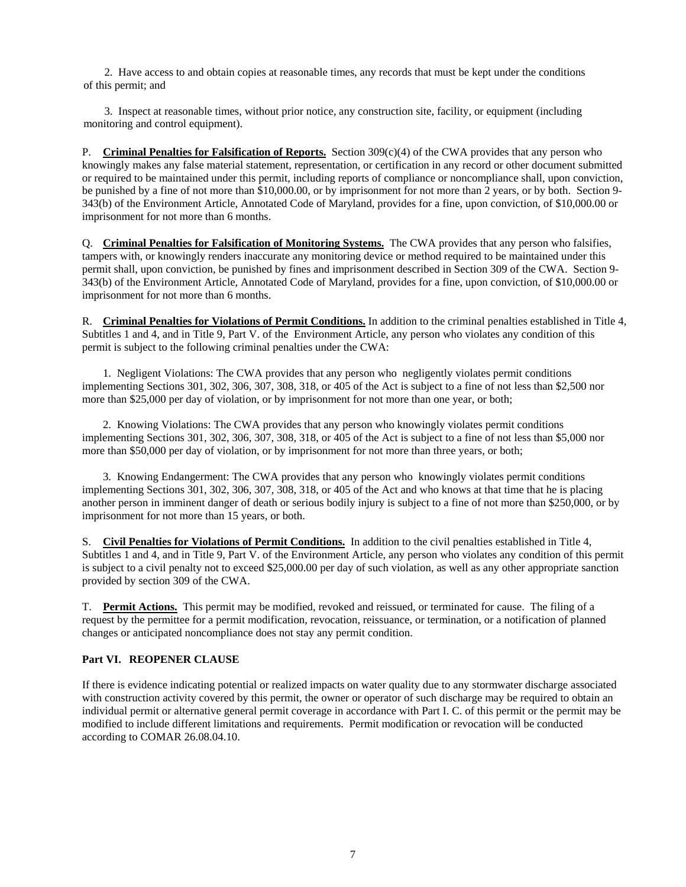2. Have access to and obtain copies at reasonable times, any records that must be kept under the conditions of this permit; and

3. Inspect at reasonable times, without prior notice, any construction site, facility, or equipment (including monitoring and control equipment).

P. **Criminal Penalties for Falsification of Reports.** Section 309(c)(4) of the CWA provides that any person who knowingly makes any false material statement, representation, or certification in any record or other document submitted or required to be maintained under this permit, including reports of compliance or noncompliance shall, upon conviction, be punished by a fine of not more than $10,000.00, or by imprisonment for not more than 2 years, or by both. Section 9-343(b) of the Environment Article, Annotated Code of Maryland, provides for a fine, upon conviction, of $10,000.00 or imprisonment for not more than 6 months.

Q. **Criminal Penalties for Falsification of Monitoring Systems.** The CWA provides that any person who falsifies, tampers with, or knowingly renders inaccurate any monitoring device or method required to be maintained under this permit shall, upon conviction, be punished by fines and imprisonment described in Section 309 of the CWA. Section 9-343(b) of the Environment Article, Annotated Code of Maryland, provides for a fine, upon conviction, of $10,000.00 or imprisonment for not more than 6 months.

R. **Criminal Penalties for Violations of Permit Conditions.** In addition to the criminal penalties established in Title 4, Subtitles 1 and 4, and in Title 9, Part V. of the Environment Article, any person who violates any condition of this permit is subject to the following criminal penalties under the CWA:

1. Negligent Violations: The CWA provides that any person who negligently violates permit conditions implementing Sections 301, 302, 306, 307, 308, 318, or 405 of the Act is subject to a fine of not less than $2,500 nor more than $25,000 per day of violation, or by imprisonment for not more than one year, or both;

2. Knowing Violations: The CWA provides that any person who knowingly violates permit conditions implementing Sections 301, 302, 306, 307, 308, 318, or 405 of the Act is subject to a fine of not less than $5,000 nor more than $50,000 per day of violation, or by imprisonment for not more than three years, or both;

3. Knowing Endangerment: The CWA provides that any person who knowingly violates permit conditions implementing Sections 301, 302, 306, 307, 308, 318, or 405 of the Act and who knows at that time that he is placing another person in imminent danger of death or serious bodily injury is subject to a fine of not more than $250,000, or by imprisonment for not more than 15 years, or both.

S. **Civil Penalties for Violations of Permit Conditions.** In addition to the civil penalties established in Title 4, Subtitles 1 and 4, and in Title 9, Part V. of the Environment Article, any person who violates any condition of this permit is subject to a civil penalty not to exceed $25,000.00 per day of such violation, as well as any other appropriate sanction provided by section 309 of the CWA.

T. **Permit Actions.** This permit may be modified, revoked and reissued, or terminated for cause. The filing of a request by the permittee for a permit modification, revocation, reissuance, or termination, or a notification of planned changes or anticipated noncompliance does not stay any permit condition.

## Part VI. REOPENER CLAUSE

If there is evidence indicating potential or realized impacts on water quality due to any stormwater discharge associated with construction activity covered by this permit, the owner or operator of such discharge may be required to obtain an individual permit or alternative general permit coverage in accordance with Part I. C. of this permit or the permit may be modified to include different limitations and requirements. Permit modification or revocation will be conducted according to COMAR 26.08.04.10.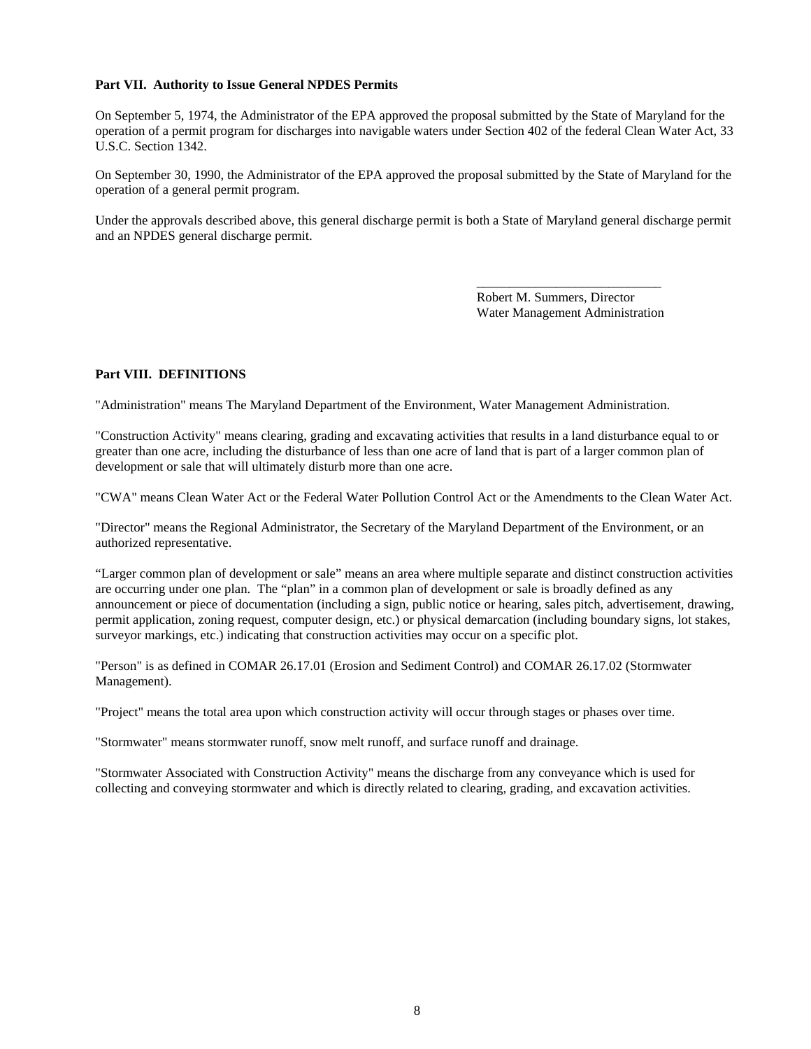**Part VII. Authority to Issue General NPDES Permits**

On September 5, 1974, the Administrator of the EPA approved the proposal submitted by the State of Maryland for the operation of a permit program for discharges into navigable waters under Section 402 of the federal Clean Water Act, 33 U.S.C. Section 1342.

On September 30, 1990, the Administrator of the EPA approved the proposal submitted by the State of Maryland for the operation of a general permit program.

Under the approvals described above, this general discharge permit is both a State of Maryland general discharge permit and an NPDES general discharge permit.

\_\_\_\_\_\_\_\_\_\_\_\_\_\_\_\_\_\_\_\_\_\_\_\_\_\_\_\_\_\_
Robert M. Summers, Director
Water Management Administration

**Part VIII. DEFINITIONS**

"Administration" means The Maryland Department of the Environment, Water Management Administration.

"Construction Activity" means clearing, grading and excavating activities that results in a land disturbance equal to or greater than one acre, including the disturbance of less than one acre of land that is part of a larger common plan of development or sale that will ultimately disturb more than one acre.

"CWA" means Clean Water Act or the Federal Water Pollution Control Act or the Amendments to the Clean Water Act.

"Director" means the Regional Administrator, the Secretary of the Maryland Department of the Environment, or an authorized representative.

"Larger common plan of development or sale" means an area where multiple separate and distinct construction activities are occurring under one plan. The "plan" in a common plan of development or sale is broadly defined as any announcement or piece of documentation (including a sign, public notice or hearing, sales pitch, advertisement, drawing, permit application, zoning request, computer design, etc.) or physical demarcation (including boundary signs, lot stakes, surveyor markings, etc.) indicating that construction activities may occur on a specific plot.

"Person" is as defined in COMAR 26.17.01 (Erosion and Sediment Control) and COMAR 26.17.02 (Stormwater Management).

"Project" means the total area upon which construction activity will occur through stages or phases over time.

"Stormwater" means stormwater runoff, snow melt runoff, and surface runoff and drainage.

"Stormwater Associated with Construction Activity" means the discharge from any conveyance which is used for collecting and conveying stormwater and which is directly related to clearing, grading, and excavation activities.